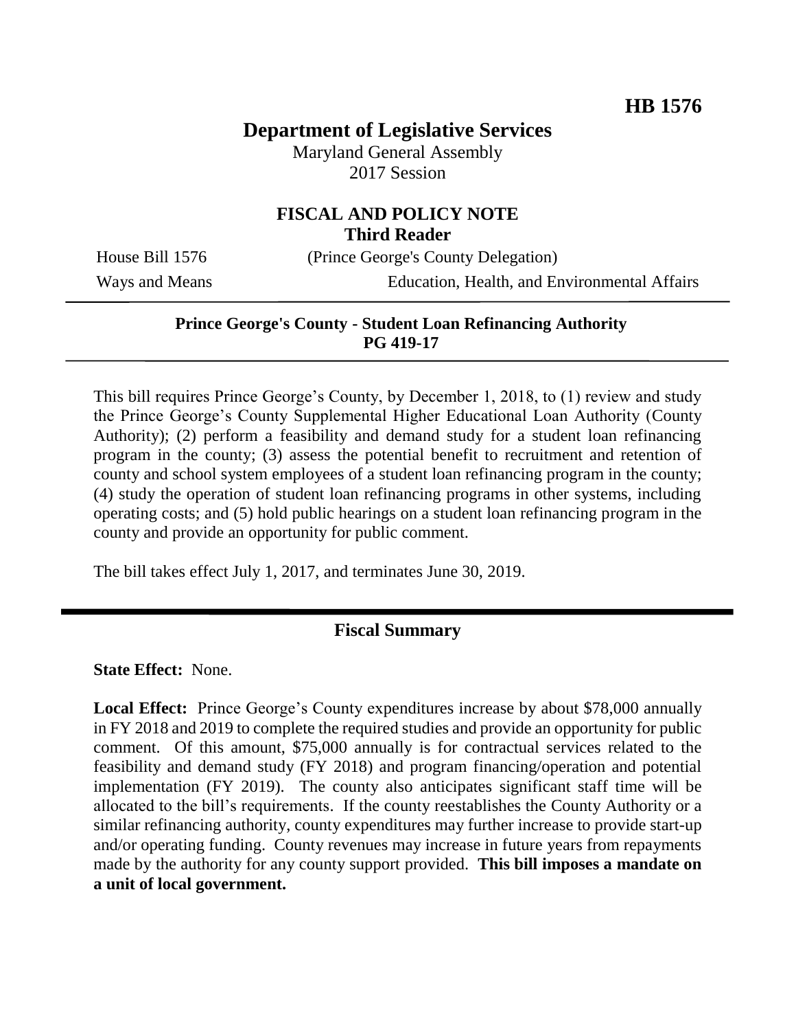**HB 1576**

# Department of Legislative Services

Maryland General Assembly
2017 Session

## FISCAL AND POLICY NOTE
**Third Reader**

House Bill 1576 (Prince George's County Delegation)

Ways and Means Education, Health, and Environmental Affairs

---

**Prince George's County - Student Loan Refinancing Authority**
**PG 419-17**

---

This bill requires Prince George's County, by December 1, 2018, to (1) review and study the Prince George's County Supplemental Higher Educational Loan Authority (County Authority); (2) perform a feasibility and demand study for a student loan refinancing program in the county; (3) assess the potential benefit to recruitment and retention of county and school system employees of a student loan refinancing program in the county; (4) study the operation of student loan refinancing programs in other systems, including operating costs; and (5) hold public hearings on a student loan refinancing program in the county and provide an opportunity for public comment.

The bill takes effect July 1, 2017, and terminates June 30, 2019.

---

## Fiscal Summary

**State Effect:** None.

**Local Effect:** Prince George's County expenditures increase by about $78,000 annually in FY 2018 and 2019 to complete the required studies and provide an opportunity for public comment. Of this amount, $75,000 annually is for contractual services related to the feasibility and demand study (FY 2018) and program financing/operation and potential implementation (FY 2019). The county also anticipates significant staff time will be allocated to the bill's requirements. If the county reestablishes the County Authority or a similar refinancing authority, county expenditures may further increase to provide start-up and/or operating funding. County revenues may increase in future years from repayments made by the authority for any county support provided. **This bill imposes a mandate on a unit of local government.**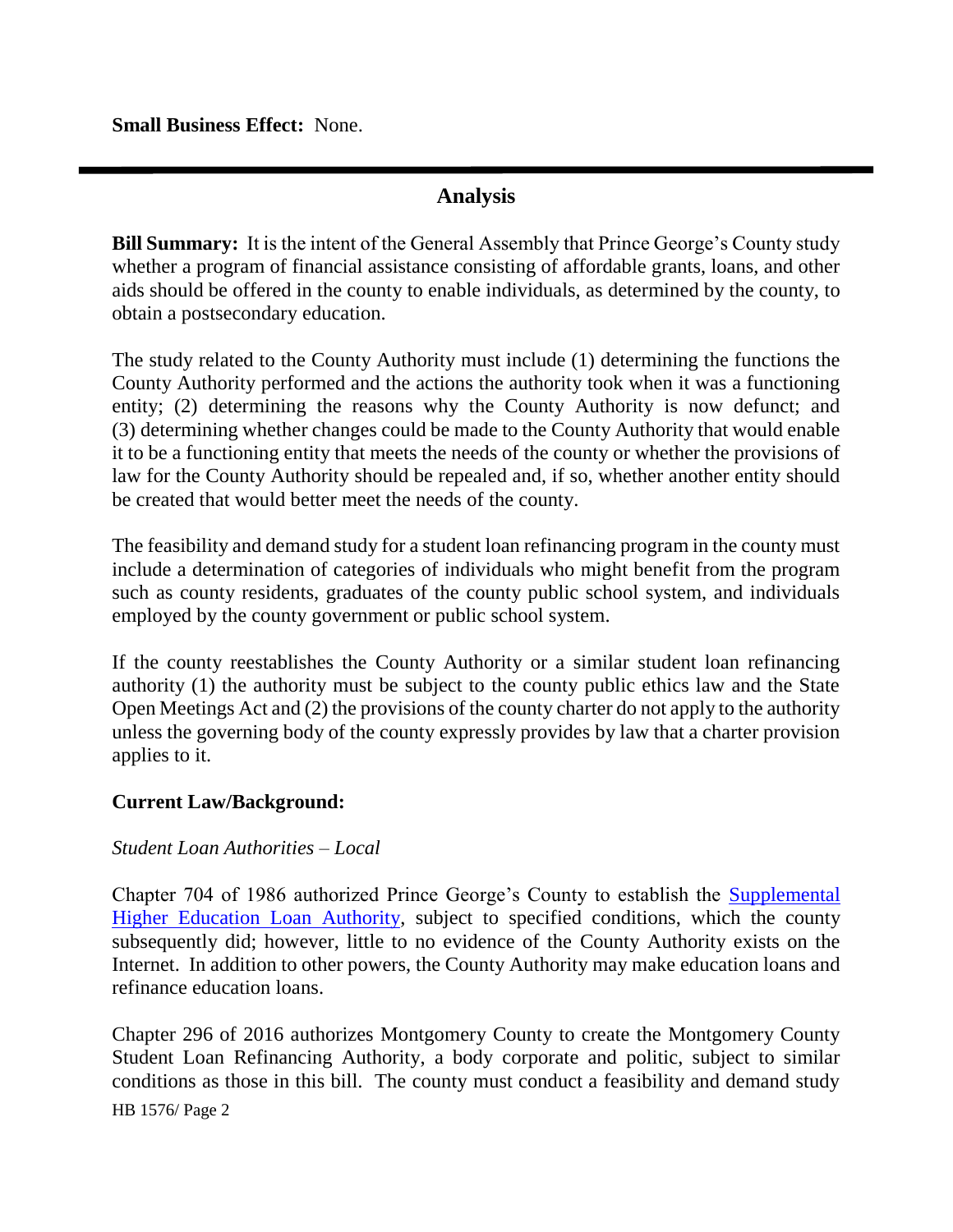**Small Business Effect:** None.

---

## Analysis

**Bill Summary:** It is the intent of the General Assembly that Prince George's County study whether a program of financial assistance consisting of affordable grants, loans, and other aids should be offered in the county to enable individuals, as determined by the county, to obtain a postsecondary education.

The study related to the County Authority must include (1) determining the functions the County Authority performed and the actions the authority took when it was a functioning entity; (2) determining the reasons why the County Authority is now defunct; and (3) determining whether changes could be made to the County Authority that would enable it to be a functioning entity that meets the needs of the county or whether the provisions of law for the County Authority should be repealed and, if so, whether another entity should be created that would better meet the needs of the county.

The feasibility and demand study for a student loan refinancing program in the county must include a determination of categories of individuals who might benefit from the program such as county residents, graduates of the county public school system, and individuals employed by the county government or public school system.

If the county reestablishes the County Authority or a similar student loan refinancing authority (1) the authority must be subject to the county public ethics law and the State Open Meetings Act and (2) the provisions of the county charter do not apply to the authority unless the governing body of the county expressly provides by law that a charter provision applies to it.

**Current Law/Background:**

*Student Loan Authorities – Local*

Chapter 704 of 1986 authorized Prince George's County to establish the Supplemental Higher Education Loan Authority, subject to specified conditions, which the county subsequently did; however, little to no evidence of the County Authority exists on the Internet. In addition to other powers, the County Authority may make education loans and refinance education loans.

Chapter 296 of 2016 authorizes Montgomery County to create the Montgomery County Student Loan Refinancing Authority, a body corporate and politic, subject to similar conditions as those in this bill. The county must conduct a feasibility and demand study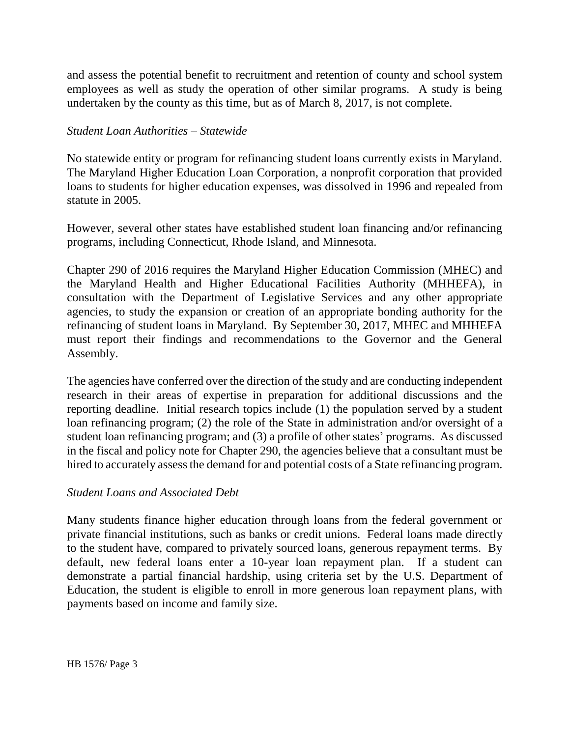and assess the potential benefit to recruitment and retention of county and school system employees as well as study the operation of other similar programs. A study is being undertaken by the county as this time, but as of March 8, 2017, is not complete.

*Student Loan Authorities – Statewide*

No statewide entity or program for refinancing student loans currently exists in Maryland. The Maryland Higher Education Loan Corporation, a nonprofit corporation that provided loans to students for higher education expenses, was dissolved in 1996 and repealed from statute in 2005.

However, several other states have established student loan financing and/or refinancing programs, including Connecticut, Rhode Island, and Minnesota.

Chapter 290 of 2016 requires the Maryland Higher Education Commission (MHEC) and the Maryland Health and Higher Educational Facilities Authority (MHHEFA), in consultation with the Department of Legislative Services and any other appropriate agencies, to study the expansion or creation of an appropriate bonding authority for the refinancing of student loans in Maryland. By September 30, 2017, MHEC and MHHEFA must report their findings and recommendations to the Governor and the General Assembly.

The agencies have conferred over the direction of the study and are conducting independent research in their areas of expertise in preparation for additional discussions and the reporting deadline. Initial research topics include (1) the population served by a student loan refinancing program; (2) the role of the State in administration and/or oversight of a student loan refinancing program; and (3) a profile of other states' programs. As discussed in the fiscal and policy note for Chapter 290, the agencies believe that a consultant must be hired to accurately assess the demand for and potential costs of a State refinancing program.

*Student Loans and Associated Debt*

Many students finance higher education through loans from the federal government or private financial institutions, such as banks or credit unions. Federal loans made directly to the student have, compared to privately sourced loans, generous repayment terms. By default, new federal loans enter a 10-year loan repayment plan. If a student can demonstrate a partial financial hardship, using criteria set by the U.S. Department of Education, the student is eligible to enroll in more generous loan repayment plans, with payments based on income and family size.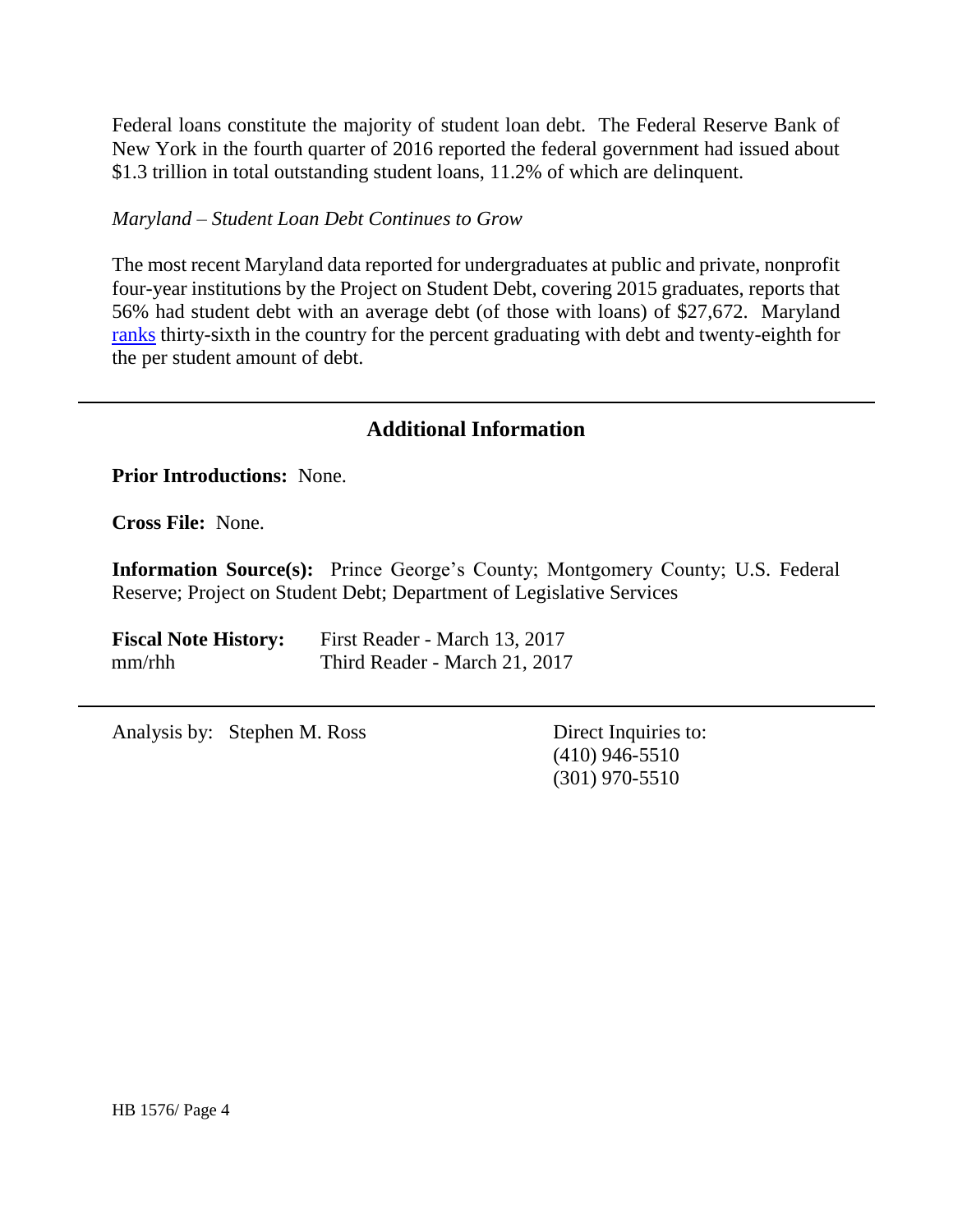Federal loans constitute the majority of student loan debt. The Federal Reserve Bank of New York in the fourth quarter of 2016 reported the federal government had issued about $1.3 trillion in total outstanding student loans, 11.2% of which are delinquent.

*Maryland – Student Loan Debt Continues to Grow*

The most recent Maryland data reported for undergraduates at public and private, nonprofit four-year institutions by the Project on Student Debt, covering 2015 graduates, reports that 56% had student debt with an average debt (of those with loans) of $27,672. Maryland ranks thirty-sixth in the country for the percent graduating with debt and twenty-eighth for the per student amount of debt.

---

## Additional Information

**Prior Introductions:** None.

**Cross File:** None.

**Information Source(s):** Prince George's County; Montgomery County; U.S. Federal Reserve; Project on Student Debt; Department of Legislative Services

**Fiscal Note History:** First Reader - March 13, 2017
mm/rhh Third Reader - March 21, 2017

---

Analysis by: Stephen M. Ross

Direct Inquiries to:
(410) 946-5510
(301) 970-5510